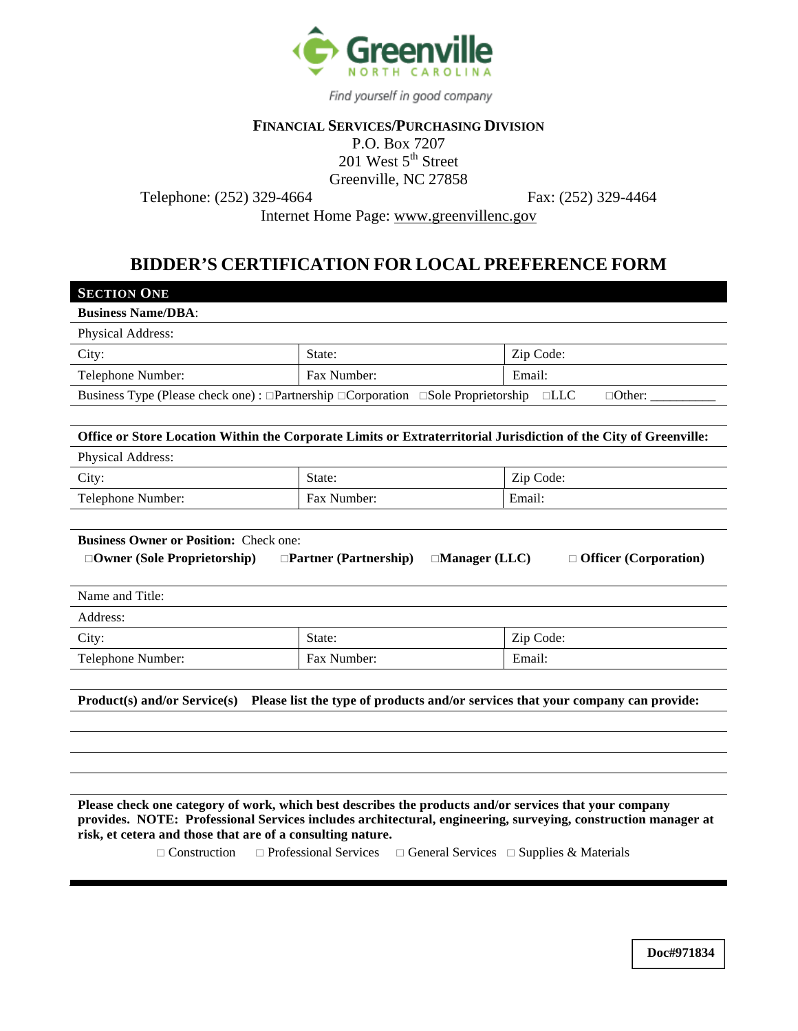Greenville
NORTH CAROLINA

*Find yourself in good company*

**FINANCIAL SERVICES/PURCHASING DIVISION**

P.O. Box 7207
201 West 5th Street
Greenville, NC 27858

Telephone: (252) 329-4664 Fax: (252) 329-4464

Internet Home Page: www.greenvillenc.gov

# BIDDER'S CERTIFICATION FOR LOCAL PREFERENCE FORM

## SECTION ONE

**Business Name/DBA**:

| Physical Address: | | |
|---|---|---|
| City: | State: | Zip Code: |
| Telephone Number: | Fax Number: | Email: |

Business Type (Please check one) : □Partnership □Corporation □Sole Proprietorship □LLC □Other: __________

**Office or Store Location Within the Corporate Limits or Extraterritorial Jurisdiction of the City of Greenville:**

| Physical Address: | | |
|---|---|---|
| City: | State: | Zip Code: |
| Telephone Number: | Fax Number: | Email: |

**Business Owner or Position:** Check one:

□**Owner (Sole Proprietorship)** □**Partner (Partnership)** □**Manager (LLC)** □ **Officer (Corporation)**

| Name and Title: | | |
|---|---|---|
| Address: | | |
| City: | State: | Zip Code: |
| Telephone Number: | Fax Number: | Email: |

**Product(s) and/or Service(s) Please list the type of products and/or services that your company can provide:**

______________________________________________

______________________________________________

______________________________________________

**Please check one category of work, which best describes the products and/or services that your company provides. NOTE: Professional Services includes architectural, engineering, surveying, construction manager at risk, et cetera and those that are of a consulting nature.**

□ Construction □ Professional Services □ General Services □ Supplies & Materials

**Doc#971834**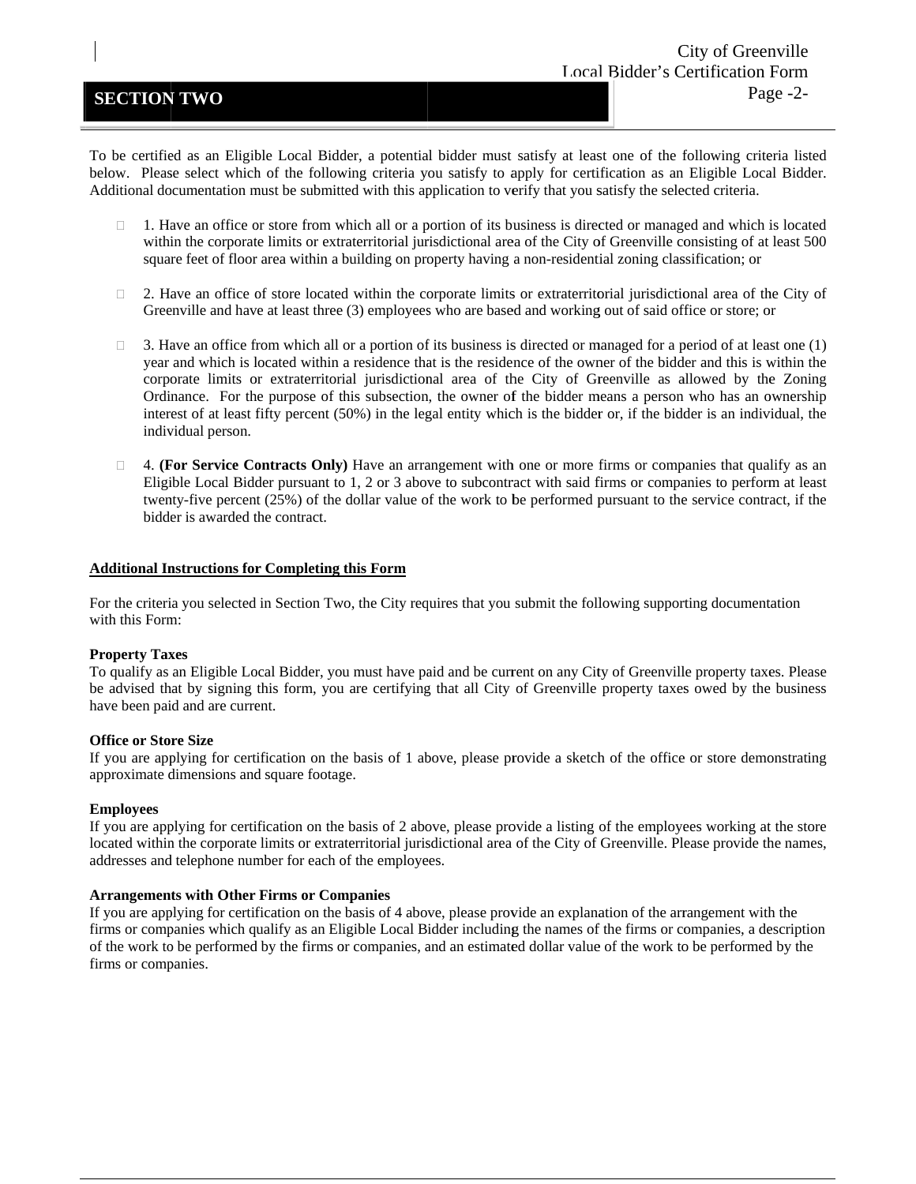## SECTION TWO

To be certified as an Eligible Local Bidder, a potential bidder must satisfy at least one of the following criteria listed below. Please select which of the following criteria you satisfy to apply for certification as an Eligible Local Bidder. Additional documentation must be submitted with this application to verify that you satisfy the selected criteria.

- ☐ 1. Have an office or store from which all or a portion of its business is directed or managed and which is located within the corporate limits or extraterritorial jurisdictional area of the City of Greenville consisting of at least 500 square feet of floor area within a building on property having a non-residential zoning classification; or

- ☐ 2. Have an office of store located within the corporate limits or extraterritorial jurisdictional area of the City of Greenville and have at least three (3) employees who are based and working out of said office or store; or

- ☐ 3. Have an office from which all or a portion of its business is directed or managed for a period of at least one (1) year and which is located within a residence that is the residence of the owner of the bidder and this is within the corporate limits or extraterritorial jurisdictional area of the City of Greenville as allowed by the Zoning Ordinance. For the purpose of this subsection, the owner of the bidder means a person who has an ownership interest of at least fifty percent (50%) in the legal entity which is the bidder or, if the bidder is an individual, the individual person.

- ☐ 4. **(For Service Contracts Only)** Have an arrangement with one or more firms or companies that qualify as an Eligible Local Bidder pursuant to 1, 2 or 3 above to subcontract with said firms or companies to perform at least twenty-five percent (25%) of the dollar value of the work to be performed pursuant to the service contract, if the bidder is awarded the contract.

**<u>Additional Instructions for Completing this Form</u>**

For the criteria you selected in Section Two, the City requires that you submit the following supporting documentation with this Form:

**Property Taxes**
To qualify as an Eligible Local Bidder, you must have paid and be current on any City of Greenville property taxes. Please be advised that by signing this form, you are certifying that all City of Greenville property taxes owed by the business have been paid and are current.

**Office or Store Size**
If you are applying for certification on the basis of 1 above, please provide a sketch of the office or store demonstrating approximate dimensions and square footage.

**Employees**
If you are applying for certification on the basis of 2 above, please provide a listing of the employees working at the store located within the corporate limits or extraterritorial jurisdictional area of the City of Greenville. Please provide the names, addresses and telephone number for each of the employees.

**Arrangements with Other Firms or Companies**
If you are applying for certification on the basis of 4 above, please provide an explanation of the arrangement with the firms or companies which qualify as an Eligible Local Bidder including the names of the firms or companies, a description of the work to be performed by the firms or companies, and an estimated dollar value of the work to be performed by the firms or companies.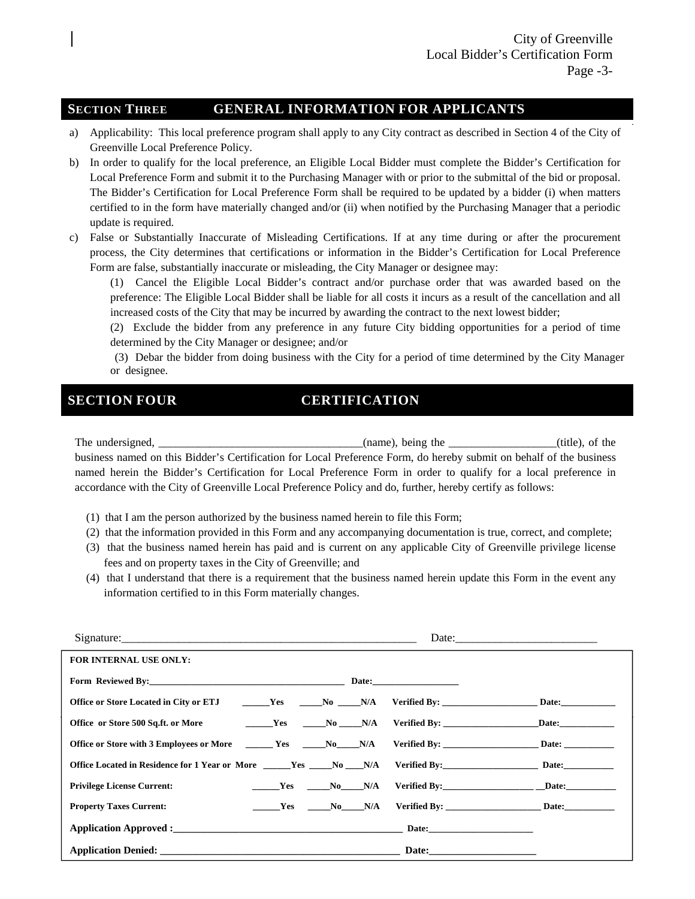## SECTION THREE GENERAL INFORMATION FOR APPLICANTS

a) Applicability: This local preference program shall apply to any City contract as described in Section 4 of the City of Greenville Local Preference Policy.

b) In order to qualify for the local preference, an Eligible Local Bidder must complete the Bidder's Certification for Local Preference Form and submit it to the Purchasing Manager with or prior to the submittal of the bid or proposal. The Bidder's Certification for Local Preference Form shall be required to be updated by a bidder (i) when matters certified to in the form have materially changed and/or (ii) when notified by the Purchasing Manager that a periodic update is required.

c) False or Substantially Inaccurate of Misleading Certifications. If at any time during or after the procurement process, the City determines that certifications or information in the Bidder's Certification for Local Preference Form are false, substantially inaccurate or misleading, the City Manager or designee may:

(1) Cancel the Eligible Local Bidder's contract and/or purchase order that was awarded based on the preference: The Eligible Local Bidder shall be liable for all costs it incurs as a result of the cancellation and all increased costs of the City that may be incurred by awarding the contract to the next lowest bidder;

(2) Exclude the bidder from any preference in any future City bidding opportunities for a period of time determined by the City Manager or designee; and/or

(3) Debar the bidder from doing business with the City for a period of time determined by the City Manager or designee.

## SECTION FOUR CERTIFICATION

The undersigned, ___________________________________(name), being the __________________(title), of the business named on this Bidder's Certification for Local Preference Form, do hereby submit on behalf of the business named herein the Bidder's Certification for Local Preference Form in order to qualify for a local preference in accordance with the City of Greenville Local Preference Policy and do, further, hereby certify as follows:

(1) that I am the person authorized by the business named herein to file this Form;
(2) that the information provided in this Form and any accompanying documentation is true, correct, and complete;
(3) that the business named herein has paid and is current on any applicable City of Greenville privilege license fees and on property taxes in the City of Greenville; and
(4) that I understand that there is a requirement that the business named herein update this Form in the event any information certified to in this Form materially changes.

Signature:_____________________________________________________ Date:_________________________

**FOR INTERNAL USE ONLY:**

**Form Reviewed By:**__________________________________________ **Date:**__________________

**Office or Store Located in City or ETJ** ______**Yes** _____**No** _____**N/A** **Verified By:** ____________________ **Date:**___________

**Office or Store 500 Sq.ft. or More** ______**Yes** _____**No** _____**N/A** **Verified By:** ____________________ **Date:**___________

**Office or Store with 3 Employees or More** ______ **Yes** _____**No**_____**N/A** **Verified By:** ____________________ **Date:** ___________

**Office Located in Residence for 1 Year or More** ______**Yes** _____**No** ____**N/A** **Verified By:**____________________ **Date:**__________

**Privilege License Current:** ______**Yes** _____**No**_____**N/A** **Verified By:**____________________ **Date:**__________

**Property Taxes Current:** ______**Yes** _____**No**_____**N/A** **Verified By:** ____________________ **Date:**__________

**Application Approved :**______________________________________________ **Date:**_____________________

**Application Denied:** ______________________________________________ **Date:**_____________________